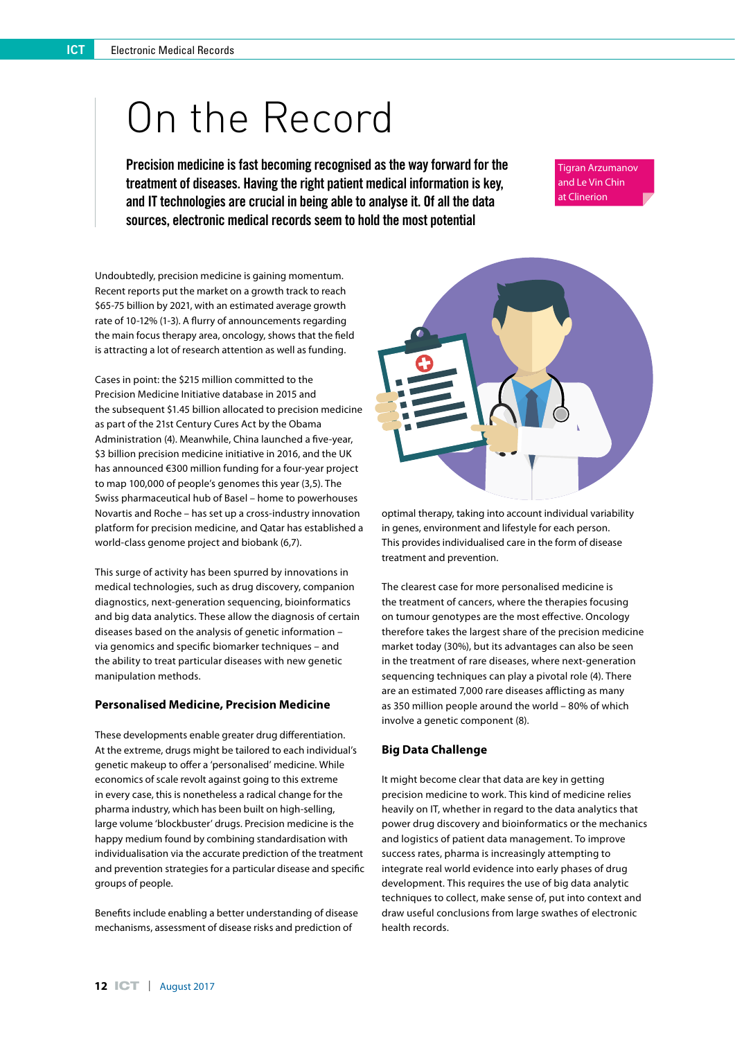# On the Record

**Precision medicine is fast becoming recognised as the way forward for the treatment of diseases. Having the right patient medical information is key, and IT technologies are crucial in being able to analyse it. Of all the data sources, electronic medical records seem to hold the most potential**

Tigran Arzumanov and Le Vin Chin at Clinerion

Undoubtedly, precision medicine is gaining momentum. Recent reports put the market on a growth track to reach $65-75 billion by 2021, with an estimated average growth rate of 10-12% (1-3). A flurry of announcements regarding the main focus therapy area, oncology, shows that the field is attracting a lot of research attention as well as funding.

Cases in point: the $215 million committed to the Precision Medicine Initiative database in 2015 and the subsequent $1.45 billion allocated to precision medicine as part of the 21st Century Cures Act by the Obama Administration (4). Meanwhile, China launched a five-year, $3 billion precision medicine initiative in 2016, and the UK has announced €300 million funding for a four-year project to map 100,000 of people's genomes this year (3,5). The Swiss pharmaceutical hub of Basel – home to powerhouses Novartis and Roche – has set up a cross-industry innovation platform for precision medicine, and Qatar has established a world-class genome project and biobank (6,7).

This surge of activity has been spurred by innovations in medical technologies, such as drug discovery, companion diagnostics, next-generation sequencing, bioinformatics and big data analytics. These allow the diagnosis of certain diseases based on the analysis of genetic information – via genomics and specific biomarker techniques – and the ability to treat particular diseases with new genetic manipulation methods.

### Personalised Medicine, Precision Medicine

These developments enable greater drug differentiation. At the extreme, drugs might be tailored to each individual's genetic makeup to offer a 'personalised' medicine. While economics of scale revolt against going to this extreme in every case, this is nonetheless a radical change for the pharma industry, which has been built on high-selling, large volume 'blockbuster' drugs. Precision medicine is the happy medium found by combining standardisation with individualisation via the accurate prediction of the treatment and prevention strategies for a particular disease and specific groups of people.

Benefits include enabling a better understanding of disease mechanisms, assessment of disease risks and prediction of optimal therapy, taking into account individual variability in genes, environment and lifestyle for each person. This provides individualised care in the form of disease treatment and prevention.

The clearest case for more personalised medicine is the treatment of cancers, where the therapies focusing on tumour genotypes are the most effective. Oncology therefore takes the largest share of the precision medicine market today (30%), but its advantages can also be seen in the treatment of rare diseases, where next-generation sequencing techniques can play a pivotal role (4). There are an estimated 7,000 rare diseases afflicting as many as 350 million people around the world – 80% of which involve a genetic component (8).

### Big Data Challenge

It might become clear that data are key in getting precision medicine to work. This kind of medicine relies heavily on IT, whether in regard to the data analytics that power drug discovery and bioinformatics or the mechanics and logistics of patient data management. To improve success rates, pharma is increasingly attempting to integrate real world evidence into early phases of drug development. This requires the use of big data analytic techniques to collect, make sense of, put into context and draw useful conclusions from large swathes of electronic health records.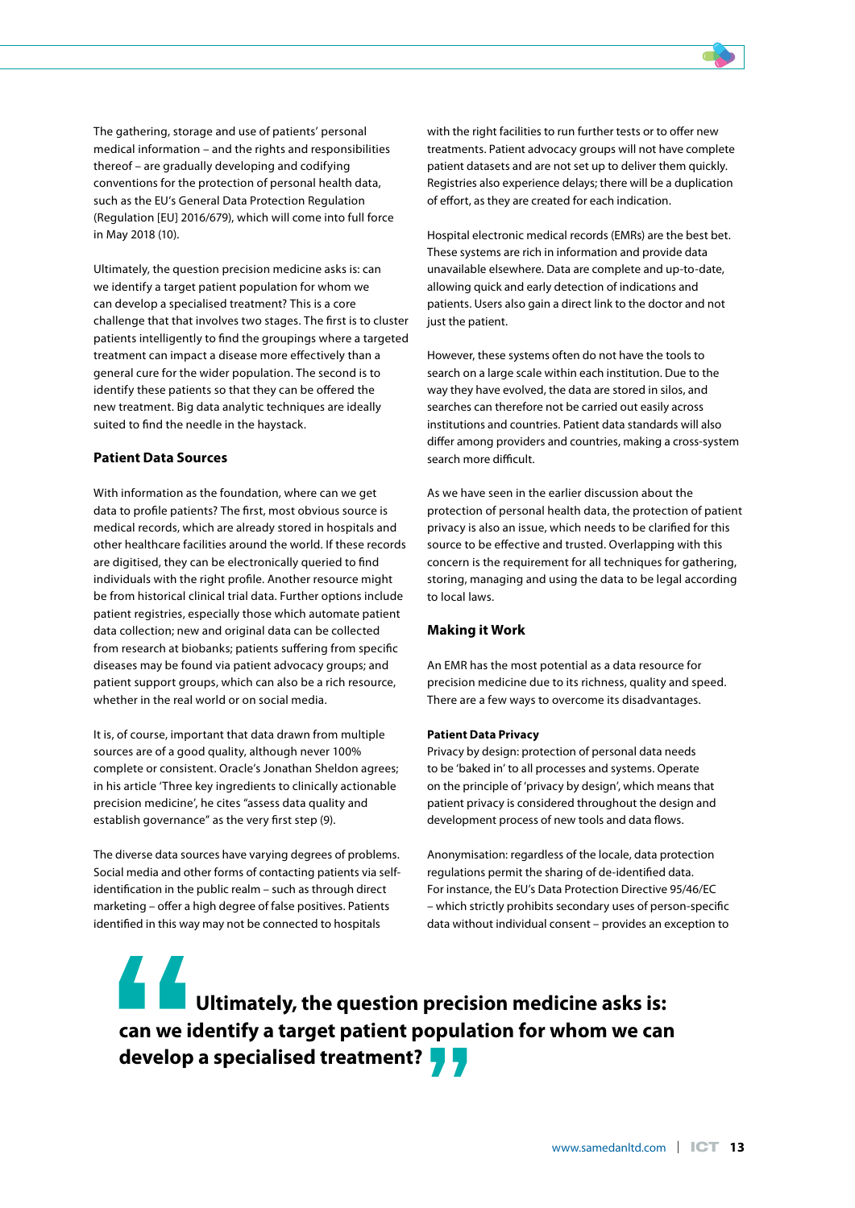The gathering, storage and use of patients' personal medical information – and the rights and responsibilities thereof – are gradually developing and codifying conventions for the protection of personal health data, such as the EU's General Data Protection Regulation (Regulation [EU] 2016/679), which will come into full force in May 2018 (10).

Ultimately, the question precision medicine asks is: can we identify a target patient population for whom we can develop a specialised treatment? This is a core challenge that that involves two stages. The first is to cluster patients intelligently to find the groupings where a targeted treatment can impact a disease more effectively than a general cure for the wider population. The second is to identify these patients so that they can be offered the new treatment. Big data analytic techniques are ideally suited to find the needle in the haystack.

### Patient Data Sources

With information as the foundation, where can we get data to profile patients? The first, most obvious source is medical records, which are already stored in hospitals and other healthcare facilities around the world. If these records are digitised, they can be electronically queried to find individuals with the right profile. Another resource might be from historical clinical trial data. Further options include patient registries, especially those which automate patient data collection; new and original data can be collected from research at biobanks; patients suffering from specific diseases may be found via patient advocacy groups; and patient support groups, which can also be a rich resource, whether in the real world or on social media.

It is, of course, important that data drawn from multiple sources are of a good quality, although never 100% complete or consistent. Oracle's Jonathan Sheldon agrees; in his article 'Three key ingredients to clinically actionable precision medicine', he cites "assess data quality and establish governance" as the very first step (9).

The diverse data sources have varying degrees of problems. Social media and other forms of contacting patients via self-identification in the public realm – such as through direct marketing – offer a high degree of false positives. Patients identified in this way may not be connected to hospitals with the right facilities to run further tests or to offer new treatments. Patient advocacy groups will not have complete patient datasets and are not set up to deliver them quickly. Registries also experience delays; there will be a duplication of effort, as they are created for each indication.

Hospital electronic medical records (EMRs) are the best bet. These systems are rich in information and provide data unavailable elsewhere. Data are complete and up-to-date, allowing quick and early detection of indications and patients. Users also gain a direct link to the doctor and not just the patient.

However, these systems often do not have the tools to search on a large scale within each institution. Due to the way they have evolved, the data are stored in silos, and searches can therefore not be carried out easily across institutions and countries. Patient data standards will also differ among providers and countries, making a cross-system search more difficult.

As we have seen in the earlier discussion about the protection of personal health data, the protection of patient privacy is also an issue, which needs to be clarified for this source to be effective and trusted. Overlapping with this concern is the requirement for all techniques for gathering, storing, managing and using the data to be legal according to local laws.

### Making it Work

An EMR has the most potential as a data resource for precision medicine due to its richness, quality and speed. There are a few ways to overcome its disadvantages.

#### Patient Data Privacy

Privacy by design: protection of personal data needs to be 'baked in' to all processes and systems. Operate on the principle of 'privacy by design', which means that patient privacy is considered throughout the design and development process of new tools and data flows.

Anonymisation: regardless of the locale, data protection regulations permit the sharing of de-identified data. For instance, the EU's Data Protection Directive 95/46/EC – which strictly prohibits secondary uses of person-specific data without individual consent – provides an exception to

> **Ultimately, the question precision medicine asks is: can we identify a target patient population for whom we can develop a specialised treatment?**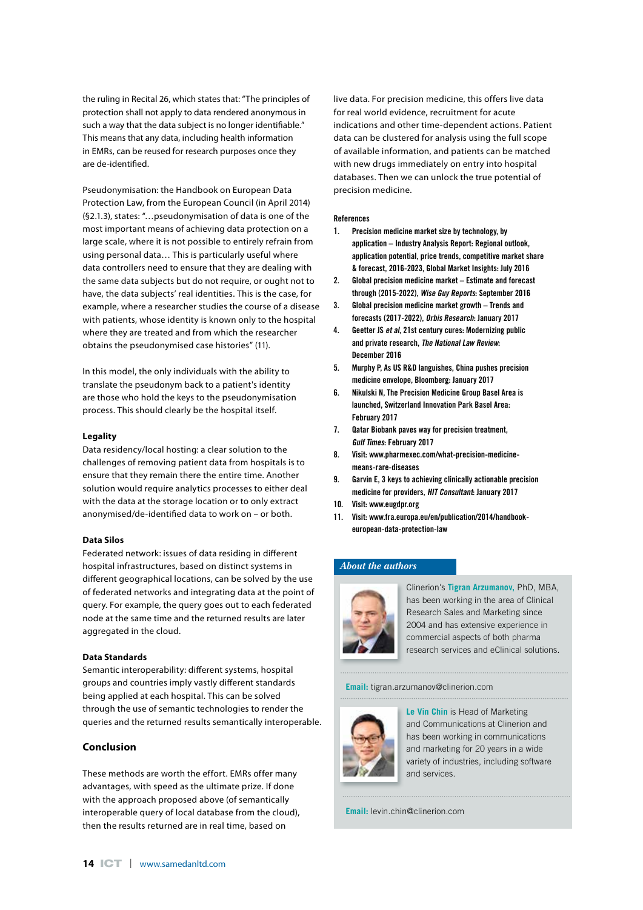the ruling in Recital 26, which states that: "The principles of protection shall not apply to data rendered anonymous in such a way that the data subject is no longer identifiable." This means that any data, including health information in EMRs, can be reused for research purposes once they are de-identified.

Pseudonymisation: the Handbook on European Data Protection Law, from the European Council (in April 2014) (§2.1.3), states: "…pseudonymisation of data is one of the most important means of achieving data protection on a large scale, where it is not possible to entirely refrain from using personal data… This is particularly useful where data controllers need to ensure that they are dealing with the same data subjects but do not require, or ought not to have, the data subjects' real identities. This is the case, for example, where a researcher studies the course of a disease with patients, whose identity is known only to the hospital where they are treated and from which the researcher obtains the pseudonymised case histories" (11).

In this model, the only individuals with the ability to translate the pseudonym back to a patient's identity are those who hold the keys to the pseudonymisation process. This should clearly be the hospital itself.

### Legality

Data residency/local hosting: a clear solution to the challenges of removing patient data from hospitals is to ensure that they remain there the entire time. Another solution would require analytics processes to either deal with the data at the storage location or to only extract anonymised/de-identified data to work on – or both.

### Data Silos

Federated network: issues of data residing in different hospital infrastructures, based on distinct systems in different geographical locations, can be solved by the use of federated networks and integrating data at the point of query. For example, the query goes out to each federated node at the same time and the returned results are later aggregated in the cloud.

### Data Standards

Semantic interoperability: different systems, hospital groups and countries imply vastly different standards being applied at each hospital. This can be solved through the use of semantic technologies to render the queries and the returned results semantically interoperable.

## Conclusion

These methods are worth the effort. EMRs offer many advantages, with speed as the ultimate prize. If done with the approach proposed above (of semantically interoperable query of local database from the cloud), then the results returned are in real time, based on live data. For precision medicine, this offers live data for real world evidence, recruitment for acute indications and other time-dependent actions. Patient data can be clustered for analysis using the full scope of available information, and patients can be matched with new drugs immediately on entry into hospital databases. Then we can unlock the true potential of precision medicine.

### References

1. Precision medicine market size by technology, by application – Industry Analysis Report: Regional outlook, application potential, price trends, competitive market share & forecast, 2016-2023, Global Market Insights: July 2016
2. Global precision medicine market – Estimate and forecast through (2015-2022), *Wise Guy Reports*: September 2016
3. Global precision medicine market growth – Trends and forecasts (2017-2022), *Orbis Research*: January 2017
4. Geetter JS *et al*, 21st century cures: Modernizing public and private research, *The National Law Review*: December 2016
5. Murphy P, As US R&D languishes, China pushes precision medicine envelope, Bloomberg: January 2017
6. Nikulski N, The Precision Medicine Group Basel Area is launched, Switzerland Innovation Park Basel Area: February 2017
7. Qatar Biobank paves way for precision treatment, *Gulf Times*: February 2017
8. Visit: www.pharmexec.com/what-precision-medicine-means-rare-diseases
9. Garvin E, 3 keys to achieving clinically actionable precision medicine for providers, *HIT Consultant*: January 2017
10. Visit: www.eugdpr.org
11. Visit: www.fra.europa.eu/en/publication/2014/handbook-european-data-protection-law

### *About the authors*

Clinerion's **Tigran Arzumanov,** PhD, MBA, has been working in the area of Clinical Research Sales and Marketing since 2004 and has extensive experience in commercial aspects of both pharma research services and eClinical solutions.

**Email:** tigran.arzumanov@clinerion.com

**Le Vin Chin** is Head of Marketing and Communications at Clinerion and has been working in communications and marketing for 20 years in a wide variety of industries, including software and services.

**Email:** levin.chin@clinerion.com